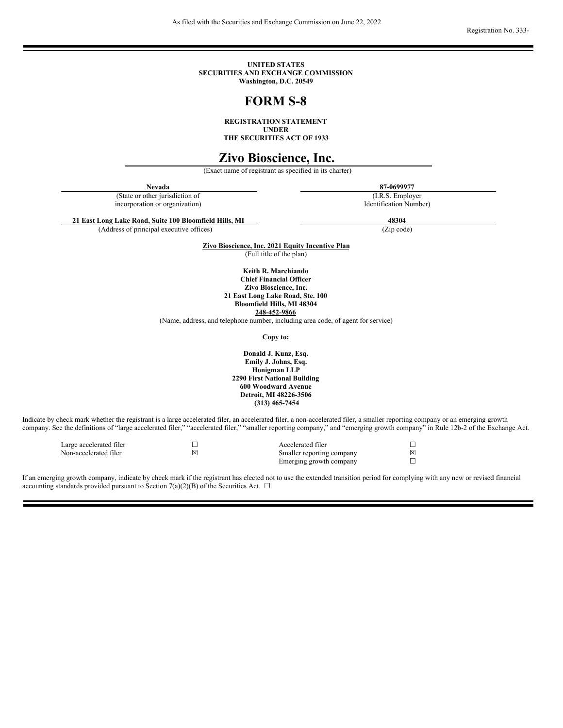As filed with the Securities and Exchange Commission on June 22, 2022

Registration No. 333-

**UNITED STATES**
**SECURITIES AND EXCHANGE COMMISSION**
**Washington, D.C. 20549**

# FORM S-8

**REGISTRATION STATEMENT**
**UNDER**
**THE SECURITIES ACT OF 1933**

# Zivo Bioscience, Inc.

(Exact name of registrant as specified in its charter)

| **Nevada** | **87-0699977** |
|---|---|
| (State or other jurisdiction of incorporation or organization) | (I.R.S. Employer Identification Number) |
| **21 East Long Lake Road, Suite 100 Bloomfield Hills, MI** | **48304** |
| (Address of principal executive offices) | (Zip code) |

**Zivo Bioscience, Inc. 2021 Equity Incentive Plan**
(Full title of the plan)

**Keith R. Marchiando**
**Chief Financial Officer**
**Zivo Bioscience, Inc.**
**21 East Long Lake Road, Ste. 100**
**Bloomfield Hills, MI 48304**
**248-452-9866**
(Name, address, and telephone number, including area code, of agent for service)

**Copy to:**

**Donald J. Kunz, Esq.**
**Emily J. Johns, Esq.**
**Honigman LLP**
**2290 First National Building**
**600 Woodward Avenue**
**Detroit, MI 48226-3506**
**(313) 465-7454**

Indicate by check mark whether the registrant is a large accelerated filer, an accelerated filer, a non-accelerated filer, a smaller reporting company or an emerging growth company. See the definitions of "large accelerated filer," "accelerated filer," "smaller reporting company," and "emerging growth company" in Rule 12b-2 of the Exchange Act.

| | | | |
|---|---|---|---|
| Large accelerated filer | ☐ | Accelerated filer | ☐ |
| Non-accelerated filer | ☒ | Smaller reporting company | ☒ |
| | | Emerging growth company | ☐ |

If an emerging growth company, indicate by check mark if the registrant has elected not to use the extended transition period for complying with any new or revised financial accounting standards provided pursuant to Section 7(a)(2)(B) of the Securities Act. ☐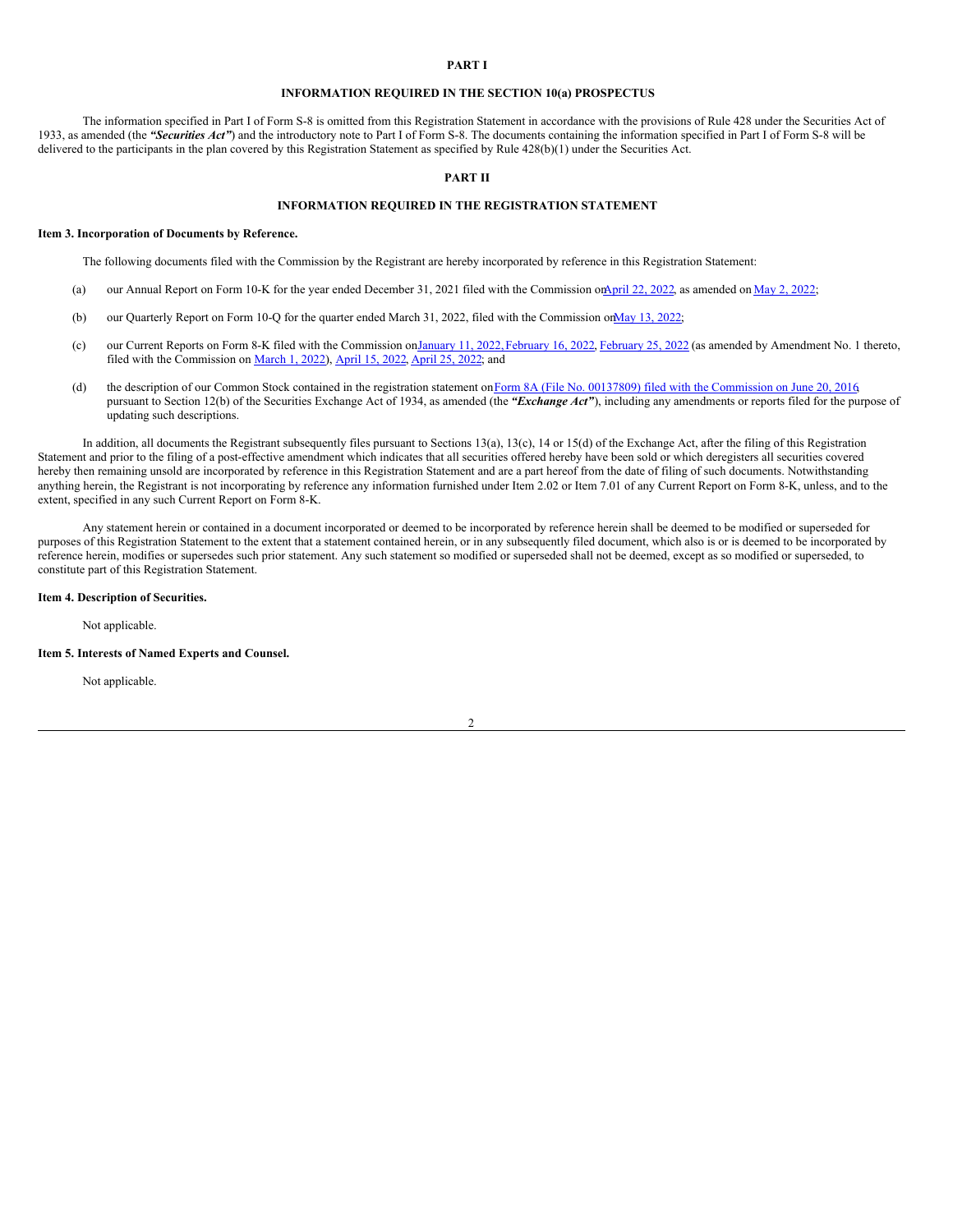# PART I

## INFORMATION REQUIRED IN THE SECTION 10(a) PROSPECTUS

The information specified in Part I of Form S-8 is omitted from this Registration Statement in accordance with the provisions of Rule 428 under the Securities Act of 1933, as amended (the ***"Securities Act"***) and the introductory note to Part I of Form S-8. The documents containing the information specified in Part I of Form S-8 will be delivered to the participants in the plan covered by this Registration Statement as specified by Rule 428(b)(1) under the Securities Act.

# PART II

## INFORMATION REQUIRED IN THE REGISTRATION STATEMENT

**Item 3. Incorporation of Documents by Reference.**

The following documents filed with the Commission by the Registrant are hereby incorporated by reference in this Registration Statement:

(a) our Annual Report on Form 10-K for the year ended December 31, 2021 filed with the Commission on April 22, 2022, as amended on May 2, 2022;

(b) our Quarterly Report on Form 10-Q for the quarter ended March 31, 2022, filed with the Commission on May 13, 2022;

(c) our Current Reports on Form 8-K filed with the Commission on January 11, 2022, February 16, 2022, February 25, 2022 (as amended by Amendment No. 1 thereto, filed with the Commission on March 1, 2022), April 15, 2022, April 25, 2022; and

(d) the description of our Common Stock contained in the registration statement on Form 8A (File No. 00137809) filed with the Commission on June 20, 2016 pursuant to Section 12(b) of the Securities Exchange Act of 1934, as amended (the ***"Exchange Act"***), including any amendments or reports filed for the purpose of updating such descriptions.

In addition, all documents the Registrant subsequently files pursuant to Sections 13(a), 13(c), 14 or 15(d) of the Exchange Act, after the filing of this Registration Statement and prior to the filing of a post-effective amendment which indicates that all securities offered hereby have been sold or which deregisters all securities covered hereby then remaining unsold are incorporated by reference in this Registration Statement and are a part hereof from the date of filing of such documents. Notwithstanding anything herein, the Registrant is not incorporating by reference any information furnished under Item 2.02 or Item 7.01 of any Current Report on Form 8-K, unless, and to the extent, specified in any such Current Report on Form 8-K.

Any statement herein or contained in a document incorporated or deemed to be incorporated by reference herein shall be deemed to be modified or superseded for purposes of this Registration Statement to the extent that a statement contained herein, or in any subsequently filed document, which also is or is deemed to be incorporated by reference herein, modifies or supersedes such prior statement. Any such statement so modified or superseded shall not be deemed, except as so modified or superseded, to constitute part of this Registration Statement.

**Item 4. Description of Securities.**

Not applicable.

**Item 5. Interests of Named Experts and Counsel.**

Not applicable.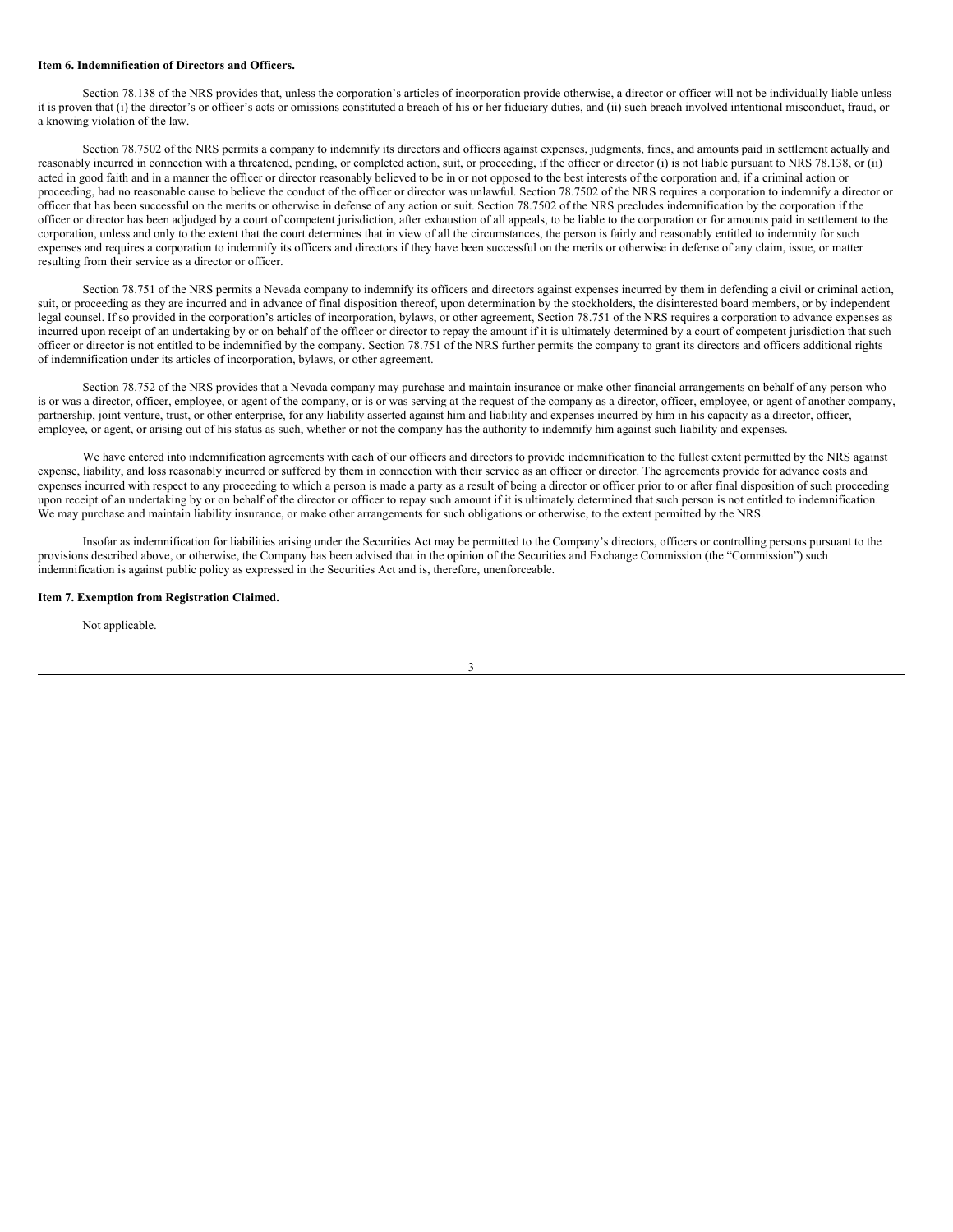**Item 6. Indemnification of Directors and Officers.**

Section 78.138 of the NRS provides that, unless the corporation's articles of incorporation provide otherwise, a director or officer will not be individually liable unless it is proven that (i) the director's or officer's acts or omissions constituted a breach of his or her fiduciary duties, and (ii) such breach involved intentional misconduct, fraud, or a knowing violation of the law.

Section 78.7502 of the NRS permits a company to indemnify its directors and officers against expenses, judgments, fines, and amounts paid in settlement actually and reasonably incurred in connection with a threatened, pending, or completed action, suit, or proceeding, if the officer or director (i) is not liable pursuant to NRS 78.138, or (ii) acted in good faith and in a manner the officer or director reasonably believed to be in or not opposed to the best interests of the corporation and, if a criminal action or proceeding, had no reasonable cause to believe the conduct of the officer or director was unlawful. Section 78.7502 of the NRS requires a corporation to indemnify a director or officer that has been successful on the merits or otherwise in defense of any action or suit. Section 78.7502 of the NRS precludes indemnification by the corporation if the officer or director has been adjudged by a court of competent jurisdiction, after exhaustion of all appeals, to be liable to the corporation or for amounts paid in settlement to the corporation, unless and only to the extent that the court determines that in view of all the circumstances, the person is fairly and reasonably entitled to indemnity for such expenses and requires a corporation to indemnify its officers and directors if they have been successful on the merits or otherwise in defense of any claim, issue, or matter resulting from their service as a director or officer.

Section 78.751 of the NRS permits a Nevada company to indemnify its officers and directors against expenses incurred by them in defending a civil or criminal action, suit, or proceeding as they are incurred and in advance of final disposition thereof, upon determination by the stockholders, the disinterested board members, or by independent legal counsel. If so provided in the corporation's articles of incorporation, bylaws, or other agreement, Section 78.751 of the NRS requires a corporation to advance expenses as incurred upon receipt of an undertaking by or on behalf of the officer or director to repay the amount if it is ultimately determined by a court of competent jurisdiction that such officer or director is not entitled to be indemnified by the company. Section 78.751 of the NRS further permits the company to grant its directors and officers additional rights of indemnification under its articles of incorporation, bylaws, or other agreement.

Section 78.752 of the NRS provides that a Nevada company may purchase and maintain insurance or make other financial arrangements on behalf of any person who is or was a director, officer, employee, or agent of the company, or is or was serving at the request of the company as a director, officer, employee, or agent of another company, partnership, joint venture, trust, or other enterprise, for any liability asserted against him and liability and expenses incurred by him in his capacity as a director, officer, employee, or agent, or arising out of his status as such, whether or not the company has the authority to indemnify him against such liability and expenses.

We have entered into indemnification agreements with each of our officers and directors to provide indemnification to the fullest extent permitted by the NRS against expense, liability, and loss reasonably incurred or suffered by them in connection with their service as an officer or director. The agreements provide for advance costs and expenses incurred with respect to any proceeding to which a person is made a party as a result of being a director or officer prior to or after final disposition of such proceeding upon receipt of an undertaking by or on behalf of the director or officer to repay such amount if it is ultimately determined that such person is not entitled to indemnification. We may purchase and maintain liability insurance, or make other arrangements for such obligations or otherwise, to the extent permitted by the NRS.

Insofar as indemnification for liabilities arising under the Securities Act may be permitted to the Company's directors, officers or controlling persons pursuant to the provisions described above, or otherwise, the Company has been advised that in the opinion of the Securities and Exchange Commission (the "Commission") such indemnification is against public policy as expressed in the Securities Act and is, therefore, unenforceable.

**Item 7. Exemption from Registration Claimed.**

Not applicable.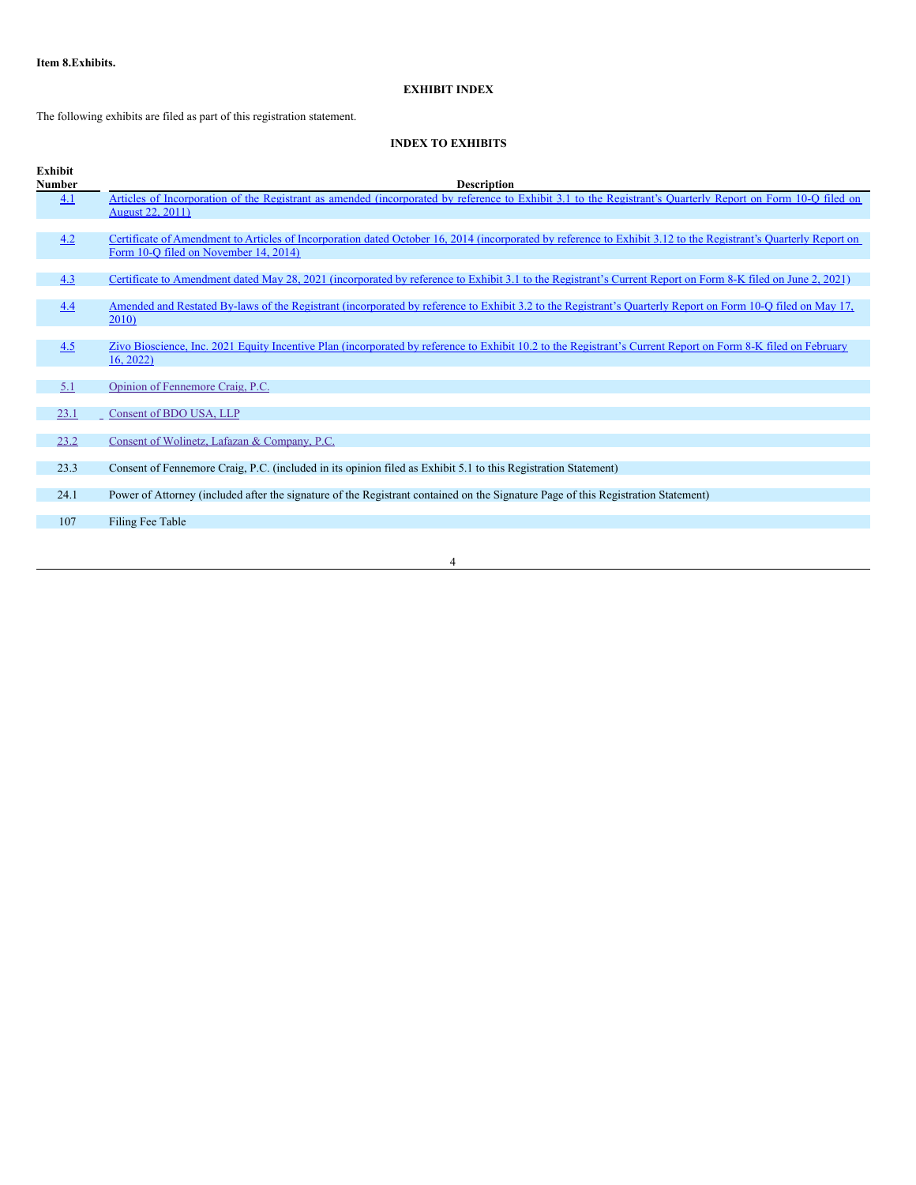**Item 8.Exhibits.**

**EXHIBIT INDEX**

The following exhibits are filed as part of this registration statement.

**INDEX TO EXHIBITS**

| Exhibit Number | Description |
| --- | --- |
| 4.1 | Articles of Incorporation of the Registrant as amended (incorporated by reference to Exhibit 3.1 to the Registrant's Quarterly Report on Form 10-Q filed on August 22, 2011) |
| 4.2 | Certificate of Amendment to Articles of Incorporation dated October 16, 2014 (incorporated by reference to Exhibit 3.12 to the Registrant's Quarterly Report on Form 10-Q filed on November 14, 2014) |
| 4.3 | Certificate to Amendment dated May 28, 2021 (incorporated by reference to Exhibit 3.1 to the Registrant's Current Report on Form 8-K filed on June 2, 2021) |
| 4.4 | Amended and Restated By-laws of the Registrant (incorporated by reference to Exhibit 3.2 to the Registrant's Quarterly Report on Form 10-Q filed on May 17, 2010) |
| 4.5 | Zivo Bioscience, Inc. 2021 Equity Incentive Plan (incorporated by reference to Exhibit 10.2 to the Registrant's Current Report on Form 8-K filed on February 16, 2022) |
| 5.1 | Opinion of Fennemore Craig, P.C. |
| 23.1 | Consent of BDO USA, LLP |
| 23.2 | Consent of Wolinetz, Lafazan & Company, P.C. |
| 23.3 | Consent of Fennemore Craig, P.C. (included in its opinion filed as Exhibit 5.1 to this Registration Statement) |
| 24.1 | Power of Attorney (included after the signature of the Registrant contained on the Signature Page of this Registration Statement) |
| 107 | Filing Fee Table |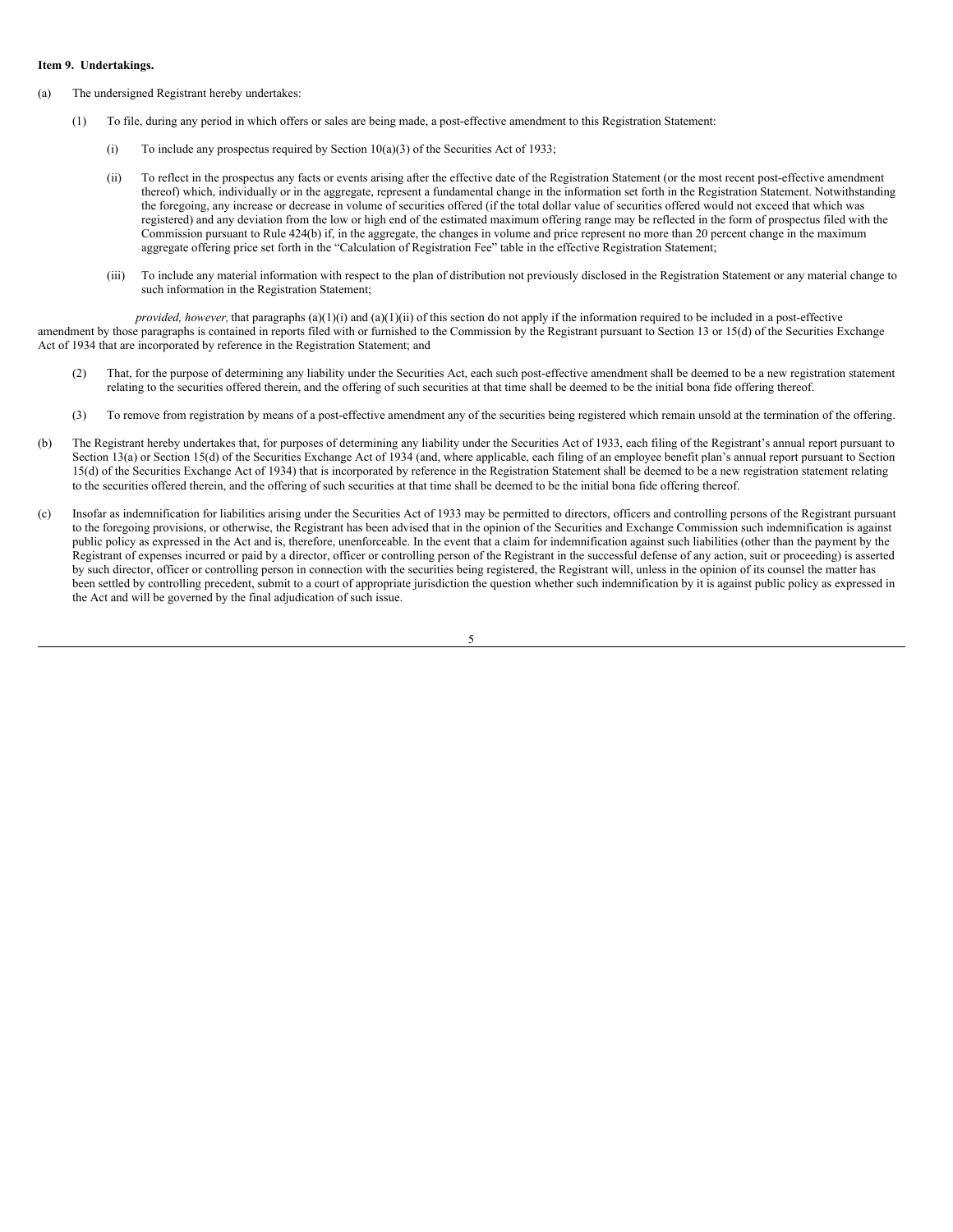**Item 9. Undertakings.**

(a) The undersigned Registrant hereby undertakes:

(1) To file, during any period in which offers or sales are being made, a post-effective amendment to this Registration Statement:

(i) To include any prospectus required by Section 10(a)(3) of the Securities Act of 1933;

(ii) To reflect in the prospectus any facts or events arising after the effective date of the Registration Statement (or the most recent post-effective amendment thereof) which, individually or in the aggregate, represent a fundamental change in the information set forth in the Registration Statement. Notwithstanding the foregoing, any increase or decrease in volume of securities offered (if the total dollar value of securities offered would not exceed that which was registered) and any deviation from the low or high end of the estimated maximum offering range may be reflected in the form of prospectus filed with the Commission pursuant to Rule 424(b) if, in the aggregate, the changes in volume and price represent no more than 20 percent change in the maximum aggregate offering price set forth in the "Calculation of Registration Fee" table in the effective Registration Statement;

(iii) To include any material information with respect to the plan of distribution not previously disclosed in the Registration Statement or any material change to such information in the Registration Statement;

*provided, however,* that paragraphs (a)(1)(i) and (a)(1)(ii) of this section do not apply if the information required to be included in a post-effective amendment by those paragraphs is contained in reports filed with or furnished to the Commission by the Registrant pursuant to Section 13 or 15(d) of the Securities Exchange Act of 1934 that are incorporated by reference in the Registration Statement; and

(2) That, for the purpose of determining any liability under the Securities Act, each such post-effective amendment shall be deemed to be a new registration statement relating to the securities offered therein, and the offering of such securities at that time shall be deemed to be the initial bona fide offering thereof.

(3) To remove from registration by means of a post-effective amendment any of the securities being registered which remain unsold at the termination of the offering.

(b) The Registrant hereby undertakes that, for purposes of determining any liability under the Securities Act of 1933, each filing of the Registrant's annual report pursuant to Section 13(a) or Section 15(d) of the Securities Exchange Act of 1934 (and, where applicable, each filing of an employee benefit plan's annual report pursuant to Section 15(d) of the Securities Exchange Act of 1934) that is incorporated by reference in the Registration Statement shall be deemed to be a new registration statement relating to the securities offered therein, and the offering of such securities at that time shall be deemed to be the initial bona fide offering thereof.

(c) Insofar as indemnification for liabilities arising under the Securities Act of 1933 may be permitted to directors, officers and controlling persons of the Registrant pursuant to the foregoing provisions, or otherwise, the Registrant has been advised that in the opinion of the Securities and Exchange Commission such indemnification is against public policy as expressed in the Act and is, therefore, unenforceable. In the event that a claim for indemnification against such liabilities (other than the payment by the Registrant of expenses incurred or paid by a director, officer or controlling person of the Registrant in the successful defense of any action, suit or proceeding) is asserted by such director, officer or controlling person in connection with the securities being registered, the Registrant will, unless in the opinion of its counsel the matter has been settled by controlling precedent, submit to a court of appropriate jurisdiction the question whether such indemnification by it is against public policy as expressed in the Act and will be governed by the final adjudication of such issue.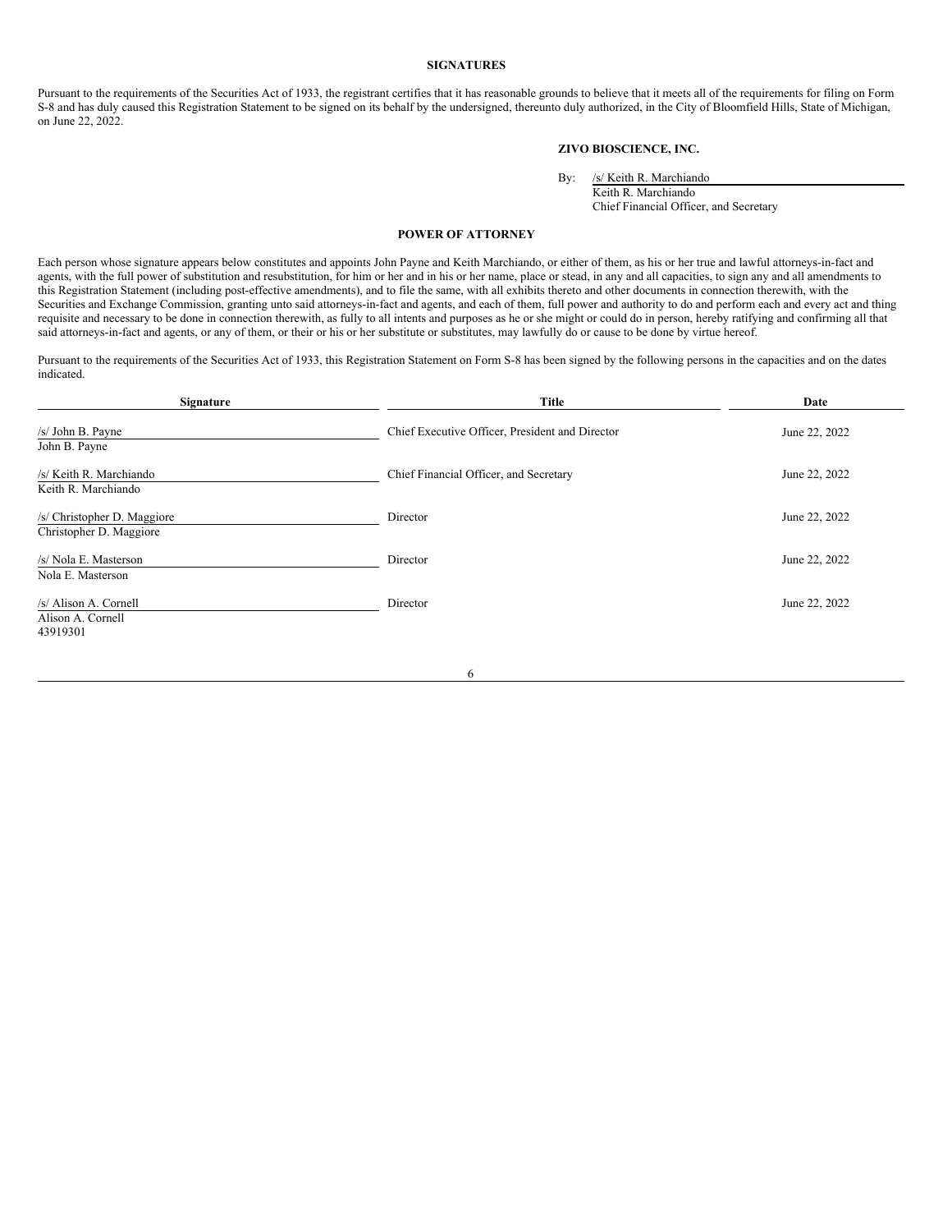**SIGNATURES**

Pursuant to the requirements of the Securities Act of 1933, the registrant certifies that it has reasonable grounds to believe that it meets all of the requirements for filing on Form S-8 and has duly caused this Registration Statement to be signed on its behalf by the undersigned, thereunto duly authorized, in the City of Bloomfield Hills, State of Michigan, on June 22, 2022.

**ZIVO BIOSCIENCE, INC.**

By: /s/ Keith R. Marchiando
Keith R. Marchiando
Chief Financial Officer, and Secretary

**POWER OF ATTORNEY**

Each person whose signature appears below constitutes and appoints John Payne and Keith Marchiando, or either of them, as his or her true and lawful attorneys-in-fact and agents, with the full power of substitution and resubstitution, for him or her and in his or her name, place or stead, in any and all capacities, to sign any and all amendments to this Registration Statement (including post-effective amendments), and to file the same, with all exhibits thereto and other documents in connection therewith, with the Securities and Exchange Commission, granting unto said attorneys-in-fact and agents, and each of them, full power and authority to do and perform each and every act and thing requisite and necessary to be done in connection therewith, as fully to all intents and purposes as he or she might or could do in person, hereby ratifying and confirming all that said attorneys-in-fact and agents, or any of them, or their or his or her substitute or substitutes, may lawfully do or cause to be done by virtue hereof.

Pursuant to the requirements of the Securities Act of 1933, this Registration Statement on Form S-8 has been signed by the following persons in the capacities and on the dates indicated.

| Signature | Title | Date |
|---|---|---|
| /s/ John B. Payne<br>John B. Payne | Chief Executive Officer, President and Director | June 22, 2022 |
| /s/ Keith R. Marchiando<br>Keith R. Marchiando | Chief Financial Officer, and Secretary | June 22, 2022 |
| /s/ Christopher D. Maggiore<br>Christopher D. Maggiore | Director | June 22, 2022 |
| /s/ Nola E. Masterson<br>Nola E. Masterson | Director | June 22, 2022 |
| /s/ Alison A. Cornell<br>Alison A. Cornell | Director | June 22, 2022 |

43919301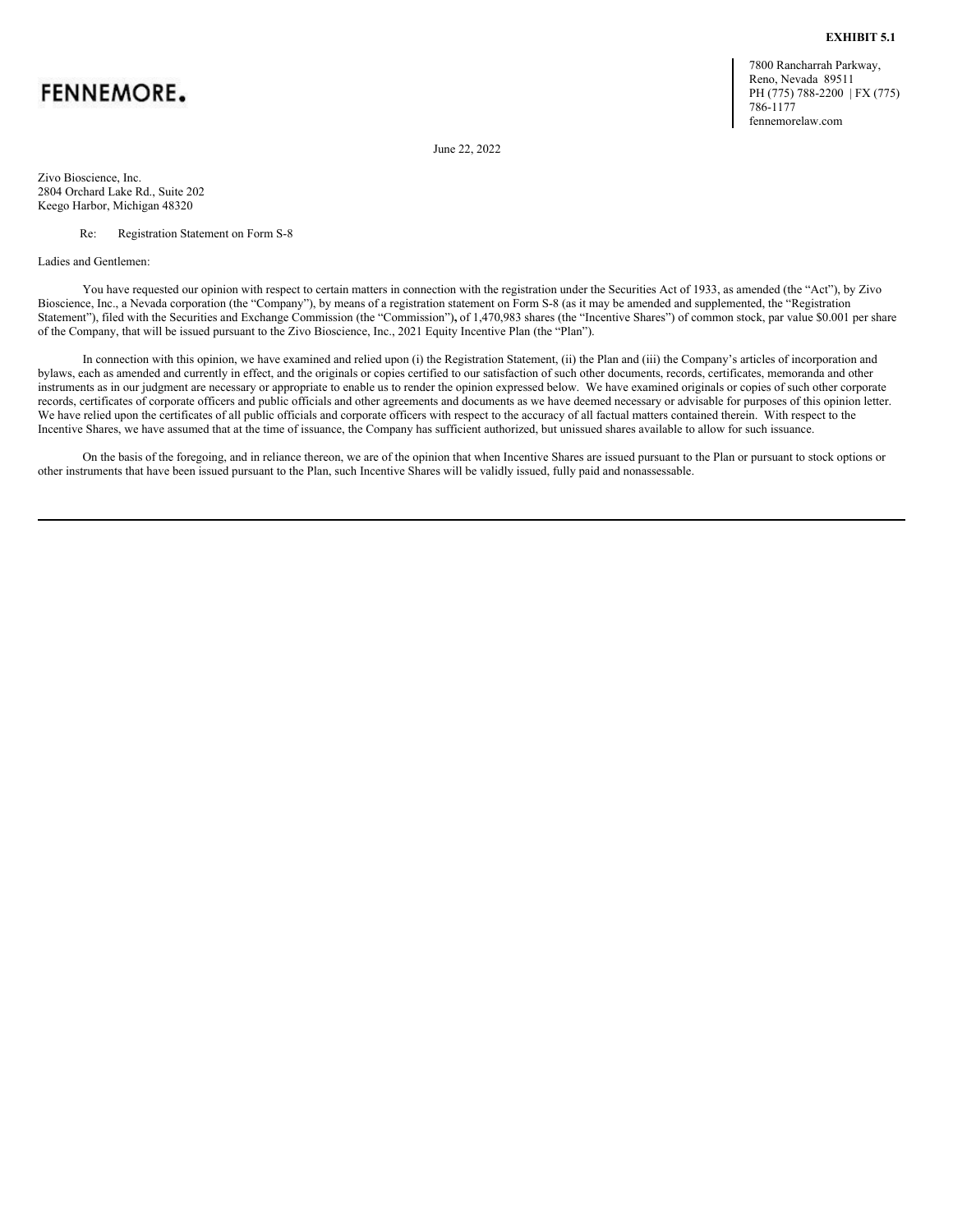**EXHIBIT 5.1**

FENNEMORE.

7800 Rancharrah Parkway,
Reno, Nevada 89511
PH (775) 788-2200 | FX (775) 786-1177
fennemorelaw.com

June 22, 2022

Zivo Bioscience, Inc.
2804 Orchard Lake Rd., Suite 202
Keego Harbor, Michigan 48320

Re: Registration Statement on Form S-8

Ladies and Gentlemen:

You have requested our opinion with respect to certain matters in connection with the registration under the Securities Act of 1933, as amended (the "Act"), by Zivo Bioscience, Inc., a Nevada corporation (the "Company"), by means of a registration statement on Form S-8 (as it may be amended and supplemented, the "Registration Statement"), filed with the Securities and Exchange Commission (the "Commission"), of 1,470,983 shares (the "Incentive Shares") of common stock, par value $0.001 per share of the Company, that will be issued pursuant to the Zivo Bioscience, Inc., 2021 Equity Incentive Plan (the "Plan").

In connection with this opinion, we have examined and relied upon (i) the Registration Statement, (ii) the Plan and (iii) the Company's articles of incorporation and bylaws, each as amended and currently in effect, and the originals or copies certified to our satisfaction of such other documents, records, certificates, memoranda and other instruments as in our judgment are necessary or appropriate to enable us to render the opinion expressed below. We have examined originals or copies of such other corporate records, certificates of corporate officers and public officials and other agreements and documents as we have deemed necessary or advisable for purposes of this opinion letter. We have relied upon the certificates of all public officials and corporate officers with respect to the accuracy of all factual matters contained therein. With respect to the Incentive Shares, we have assumed that at the time of issuance, the Company has sufficient authorized, but unissued shares available to allow for such issuance.

On the basis of the foregoing, and in reliance thereon, we are of the opinion that when Incentive Shares are issued pursuant to the Plan or pursuant to stock options or other instruments that have been issued pursuant to the Plan, such Incentive Shares will be validly issued, fully paid and nonassessable.

---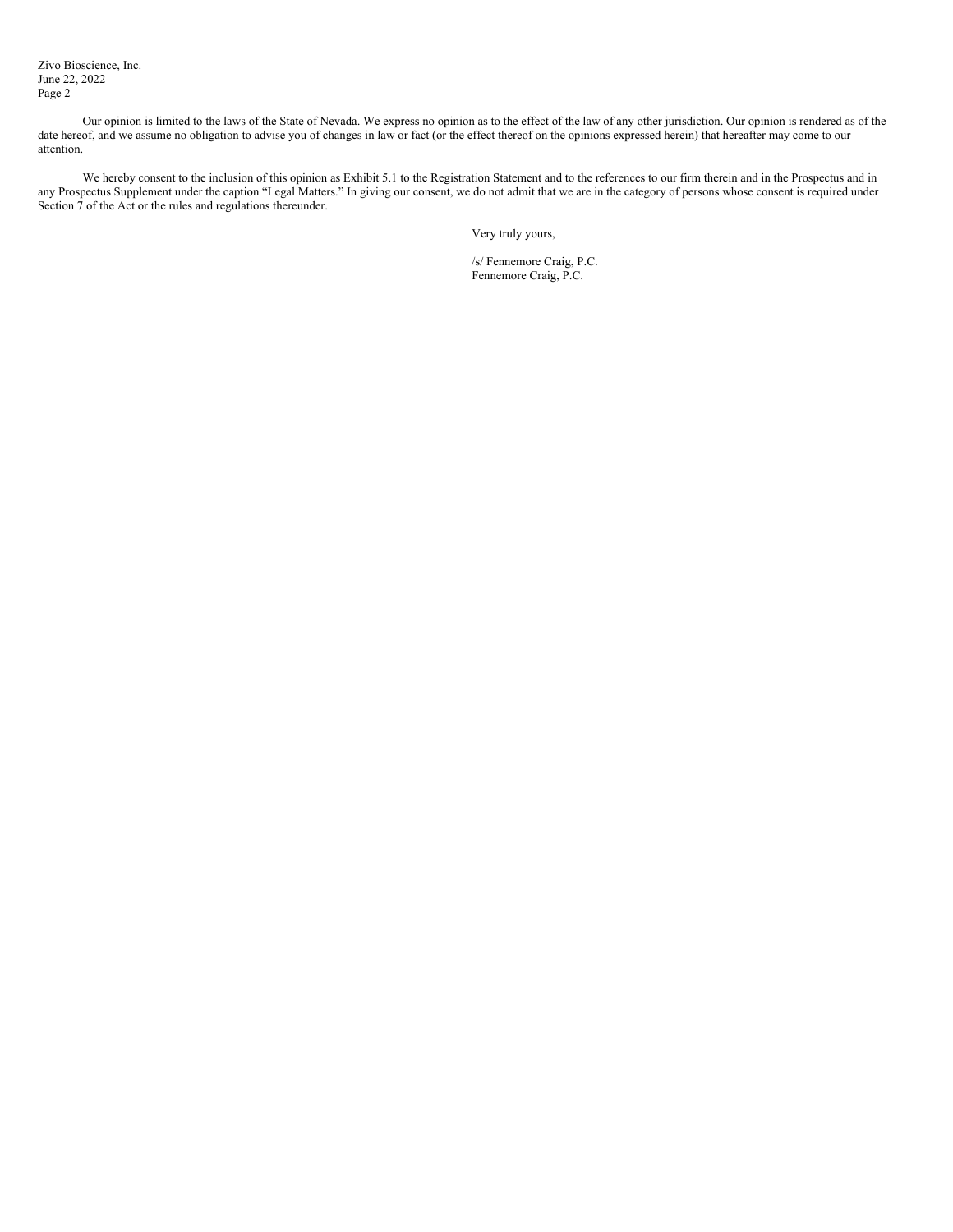Our opinion is limited to the laws of the State of Nevada. We express no opinion as to the effect of the law of any other jurisdiction. Our opinion is rendered as of the date hereof, and we assume no obligation to advise you of changes in law or fact (or the effect thereof on the opinions expressed herein) that hereafter may come to our attention.

We hereby consent to the inclusion of this opinion as Exhibit 5.1 to the Registration Statement and to the references to our firm therein and in the Prospectus and in any Prospectus Supplement under the caption "Legal Matters." In giving our consent, we do not admit that we are in the category of persons whose consent is required under Section 7 of the Act or the rules and regulations thereunder.

Very truly yours,

/s/ Fennemore Craig, P.C.
Fennemore Craig, P.C.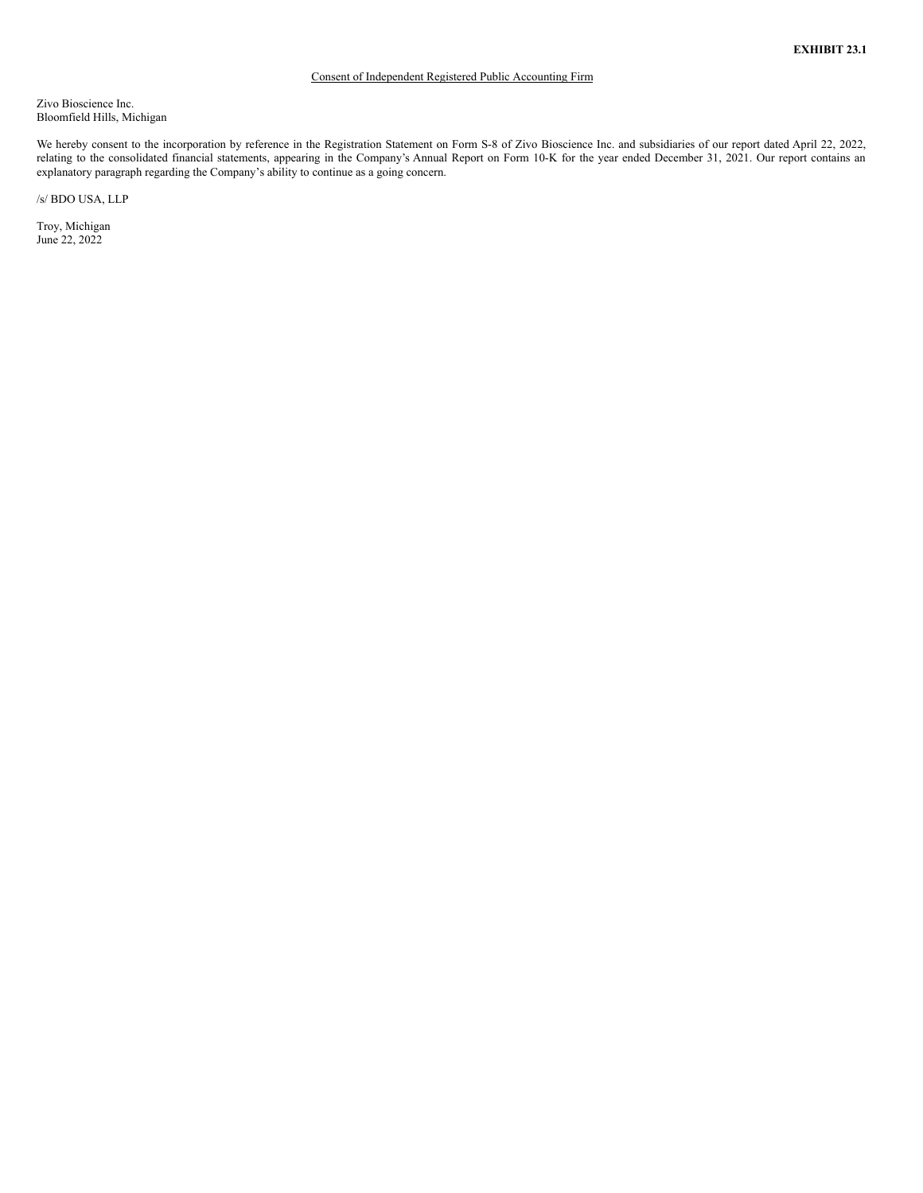**EXHIBIT 23.1**

Consent of Independent Registered Public Accounting Firm

Zivo Bioscience Inc.
Bloomfield Hills, Michigan

We hereby consent to the incorporation by reference in the Registration Statement on Form S-8 of Zivo Bioscience Inc. and subsidiaries of our report dated April 22, 2022, relating to the consolidated financial statements, appearing in the Company's Annual Report on Form 10-K for the year ended December 31, 2021. Our report contains an explanatory paragraph regarding the Company's ability to continue as a going concern.

/s/ BDO USA, LLP

Troy, Michigan
June 22, 2022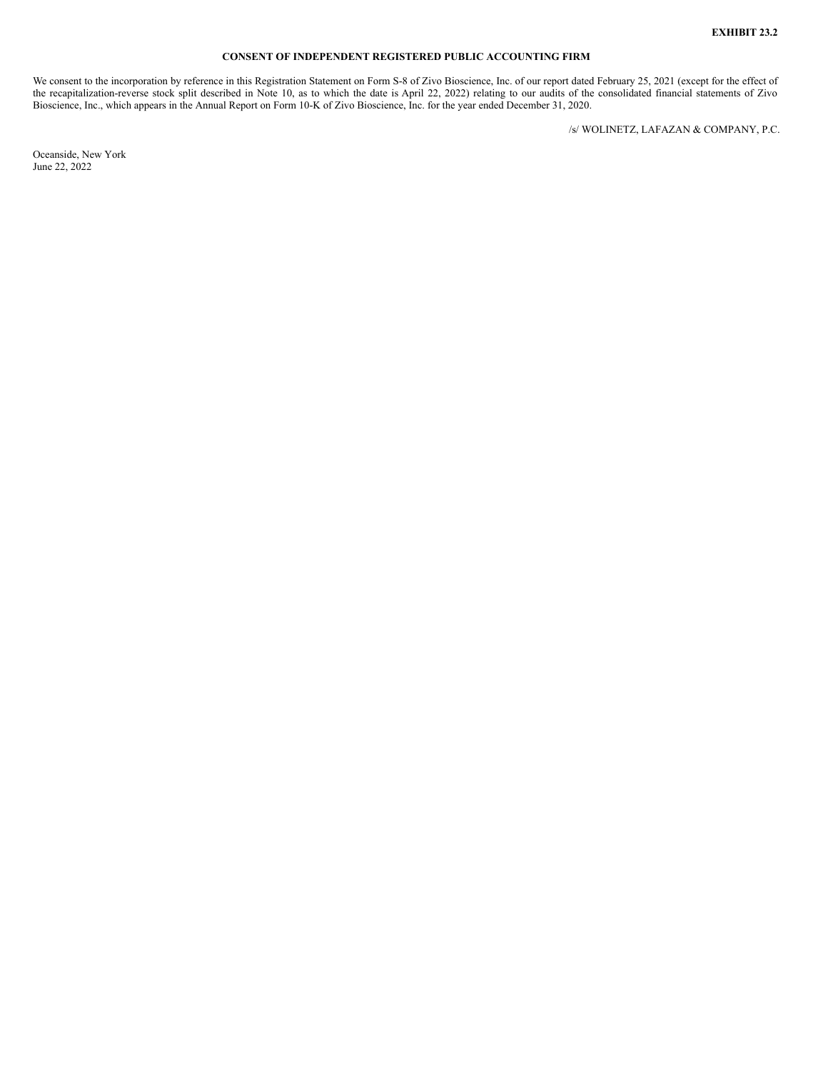**EXHIBIT 23.2**

**CONSENT OF INDEPENDENT REGISTERED PUBLIC ACCOUNTING FIRM**

We consent to the incorporation by reference in this Registration Statement on Form S-8 of Zivo Bioscience, Inc. of our report dated February 25, 2021 (except for the effect of the recapitalization-reverse stock split described in Note 10, as to which the date is April 22, 2022) relating to our audits of the consolidated financial statements of Zivo Bioscience, Inc., which appears in the Annual Report on Form 10-K of Zivo Bioscience, Inc. for the year ended December 31, 2020.

/s/ WOLINETZ, LAFAZAN & COMPANY, P.C.

Oceanside, New York
June 22, 2022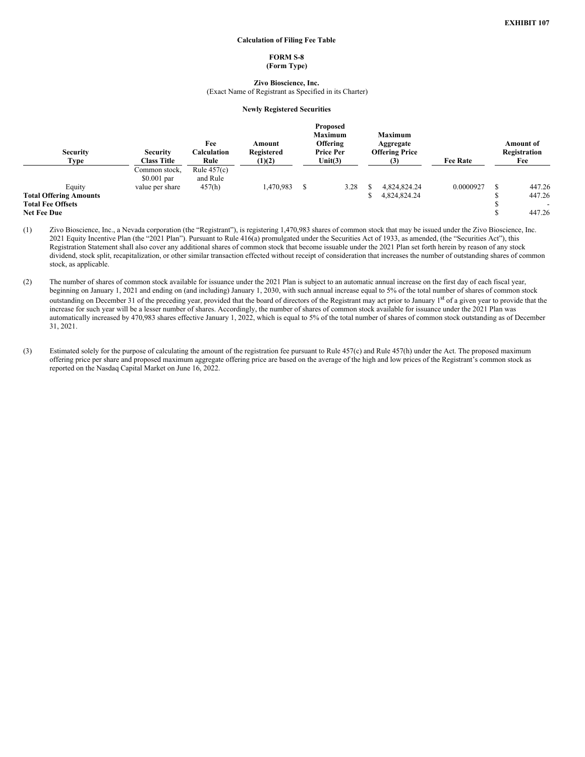**EXHIBIT 107**

**Calculation of Filing Fee Table**

**FORM S-8**
**(Form Type)**

**Zivo Bioscience, Inc.**
(Exact Name of Registrant as Specified in its Charter)

**Newly Registered Securities**

| Security Type | Security Class Title | Fee Calculation Rule | Amount Registered (1)(2) | Proposed Maximum Offering Price Per Unit(3) | Maximum Aggregate Offering Price (3) | Fee Rate | Amount of Registration Fee |
|---|---|---|---|---|---|---|---|
| Equity | Common stock, $0.001 par value per share | Rule 457(c) and Rule 457(h) | 1,470,983 | $ 3.28 | $ 4,824,824.24 | 0.0000927 | $ 447.26 |
| **Total Offering Amounts** | | | | | $ 4,824,824.24 | | $ 447.26 |
| **Total Fee Offsets** | | | | | | | $ - |
| **Net Fee Due** | | | | | | | $ 447.26 |

(1) Zivo Bioscience, Inc., a Nevada corporation (the "Registrant"), is registering 1,470,983 shares of common stock that may be issued under the Zivo Bioscience, Inc. 2021 Equity Incentive Plan (the "2021 Plan"). Pursuant to Rule 416(a) promulgated under the Securities Act of 1933, as amended, (the "Securities Act"), this Registration Statement shall also cover any additional shares of common stock that become issuable under the 2021 Plan set forth herein by reason of any stock dividend, stock split, recapitalization, or other similar transaction effected without receipt of consideration that increases the number of outstanding shares of common stock, as applicable.

(2) The number of shares of common stock available for issuance under the 2021 Plan is subject to an automatic annual increase on the first day of each fiscal year, beginning on January 1, 2021 and ending on (and including) January 1, 2030, with such annual increase equal to 5% of the total number of shares of common stock outstanding on December 31 of the preceding year, provided that the board of directors of the Registrant may act prior to January 1st of a given year to provide that the increase for such year will be a lesser number of shares. Accordingly, the number of shares of common stock available for issuance under the 2021 Plan was automatically increased by 470,983 shares effective January 1, 2022, which is equal to 5% of the total number of shares of common stock outstanding as of December 31, 2021.

(3) Estimated solely for the purpose of calculating the amount of the registration fee pursuant to Rule 457(c) and Rule 457(h) under the Act. The proposed maximum offering price per share and proposed maximum aggregate offering price are based on the average of the high and low prices of the Registrant's common stock as reported on the Nasdaq Capital Market on June 16, 2022.